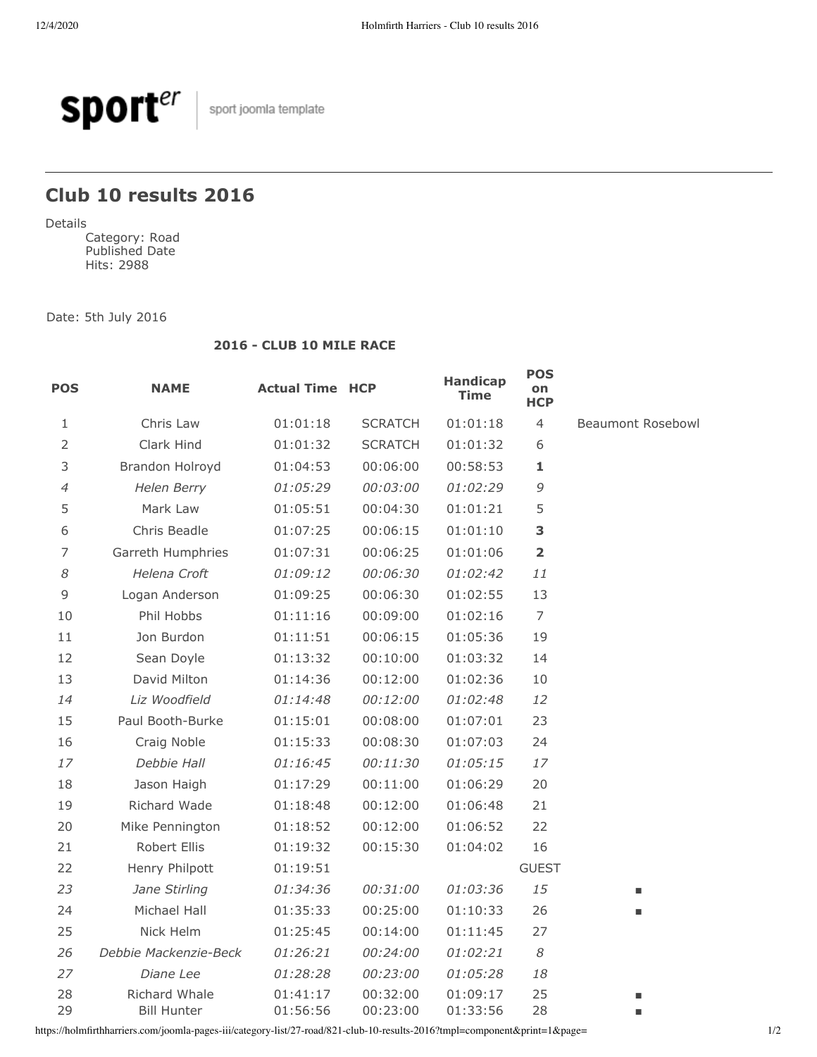**sport**er | sport joomla template

## Club 10 results 2016

Details
Category: Road
Published Date
Hits: 2988

Date: 5th July 2016

**2016 - CLUB 10 MILE RACE**

| POS | NAME | Actual Time | HCP | Handicap Time | POS on HCP | |
|---|---|---|---|---|---|---|
| 1 | Chris Law | 01:01:18 | SCRATCH | 01:01:18 | 4 | Beaumont Rosebowl |
| 2 | Clark Hind | 01:01:32 | SCRATCH | 01:01:32 | 6 | |
| 3 | Brandon Holroyd | 01:04:53 | 00:06:00 | 00:58:53 | **1** | |
| *4* | *Helen Berry* | *01:05:29* | *00:03:00* | *01:02:29* | *9* | |
| 5 | Mark Law | 01:05:51 | 00:04:30 | 01:01:21 | 5 | |
| 6 | Chris Beadle | 01:07:25 | 00:06:15 | 01:01:10 | **3** | |
| 7 | Garreth Humphries | 01:07:31 | 00:06:25 | 01:01:06 | **2** | |
| *8* | *Helena Croft* | *01:09:12* | *00:06:30* | *01:02:42* | *11* | |
| 9 | Logan Anderson | 01:09:25 | 00:06:30 | 01:02:55 | 13 | |
| 10 | Phil Hobbs | 01:11:16 | 00:09:00 | 01:02:16 | 7 | |
| 11 | Jon Burdon | 01:11:51 | 00:06:15 | 01:05:36 | 19 | |
| 12 | Sean Doyle | 01:13:32 | 00:10:00 | 01:03:32 | 14 | |
| 13 | David Milton | 01:14:36 | 00:12:00 | 01:02:36 | 10 | |
| *14* | *Liz Woodfield* | *01:14:48* | *00:12:00* | *01:02:48* | *12* | |
| 15 | Paul Booth-Burke | 01:15:01 | 00:08:00 | 01:07:01 | 23 | |
| 16 | Craig Noble | 01:15:33 | 00:08:30 | 01:07:03 | 24 | |
| *17* | *Debbie Hall* | *01:16:45* | *00:11:30* | *01:05:15* | *17* | |
| 18 | Jason Haigh | 01:17:29 | 00:11:00 | 01:06:29 | 20 | |
| 19 | Richard Wade | 01:18:48 | 00:12:00 | 01:06:48 | 21 | |
| 20 | Mike Pennington | 01:18:52 | 00:12:00 | 01:06:52 | 22 | |
| 21 | Robert Ellis | 01:19:32 | 00:15:30 | 01:04:02 | 16 | |
| 22 | Henry Philpott | 01:19:51 | | | GUEST | |
| *23* | *Jane Stirling* | *01:34:36* | *00:31:00* | *01:03:36* | *15* | ■ |
| 24 | Michael Hall | 01:35:33 | 00:25:00 | 01:10:33 | 26 | ■ |
| 25 | Nick Helm | 01:25:45 | 00:14:00 | 01:11:45 | 27 | |
| *26* | *Debbie Mackenzie-Beck* | *01:26:21* | *00:24:00* | *01:02:21* | *8* | |
| *27* | *Diane Lee* | *01:28:28* | *00:23:00* | *01:05:28* | *18* | |
| 28 | Richard Whale | 01:41:17 | 00:32:00 | 01:09:17 | 25 | ■ |
| 29 | Bill Hunter | 01:56:56 | 00:23:00 | 01:33:56 | 28 | ■ |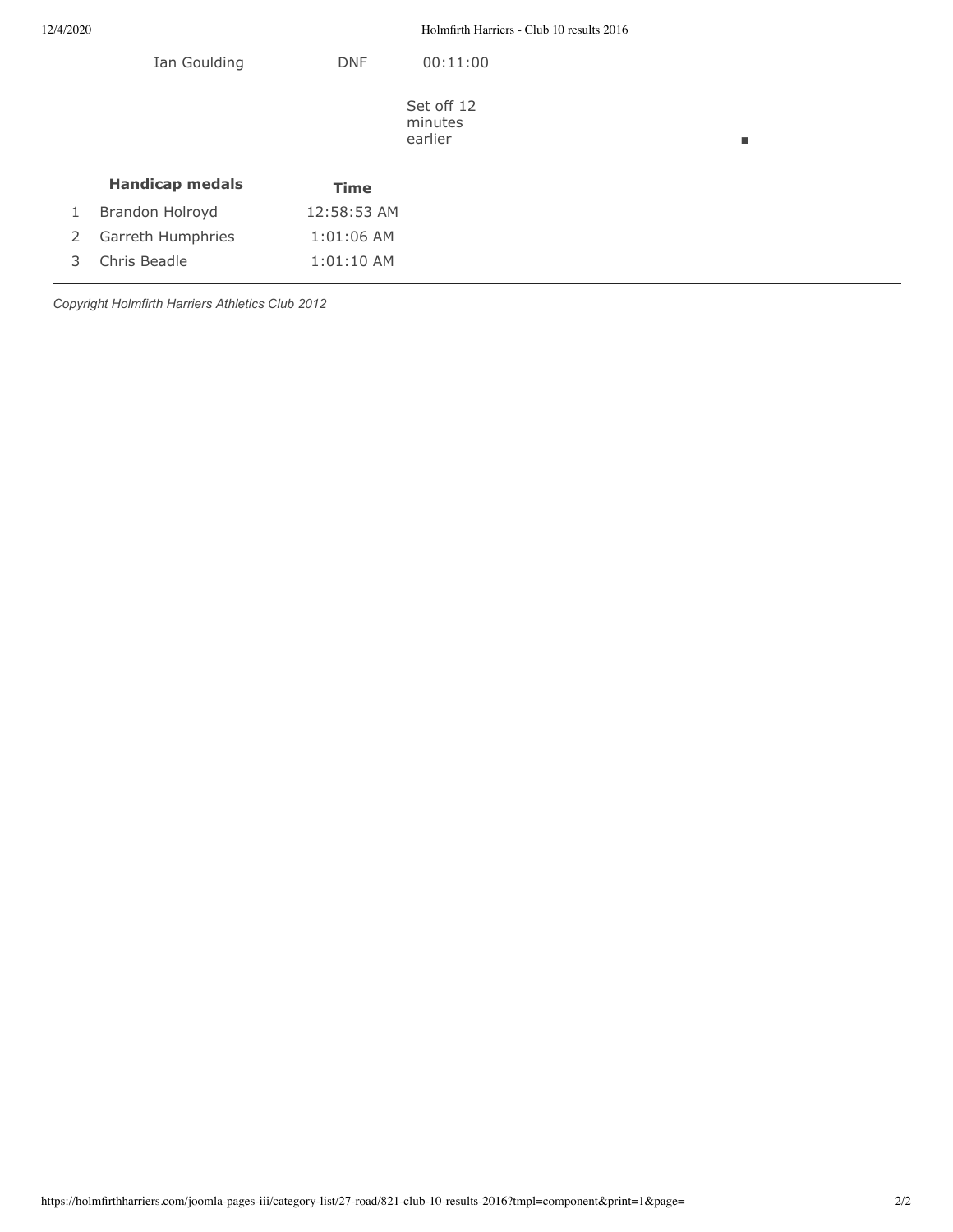| | | |
|---|---|---|
| Ian Goulding | DNF | 00:11:00 |
| | | Set off 12 minutes earlier |

| | Handicap medals | Time |
|---|---|---|
| 1 | Brandon Holroyd | 12:58:53 AM |
| 2 | Garreth Humphries | 1:01:06 AM |
| 3 | Chris Beadle | 1:01:10 AM |

---

*Copyright Holmfirth Harriers Athletics Club 2012*